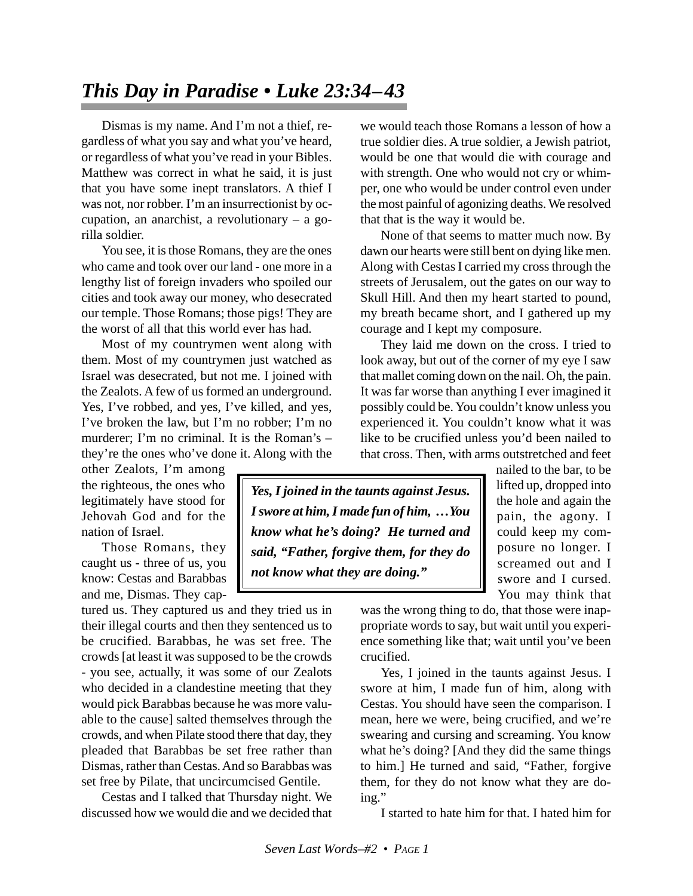# *This Day in Paradise • Luke 23:34–43*

Dismas is my name. And I'm not a thief, regardless of what you say and what you've heard, or regardless of what you've read in your Bibles. Matthew was correct in what he said, it is just that you have some inept translators. A thief I was not, nor robber. I'm an insurrectionist by occupation, an anarchist, a revolutionary – a gorilla soldier.

You see, it is those Romans, they are the ones who came and took over our land - one more in a lengthy list of foreign invaders who spoiled our cities and took away our money, who desecrated our temple. Those Romans; those pigs! They are the worst of all that this world ever has had.

Most of my countrymen went along with them. Most of my countrymen just watched as Israel was desecrated, but not me. I joined with the Zealots. A few of us formed an underground. Yes, I've robbed, and yes, I've killed, and yes, I've broken the law, but I'm no robber; I'm no murderer; I'm no criminal. It is the Roman's – they're the ones who've done it. Along with the other Zealots, I'm among the righteous, the ones who legitimately have stood for Jehovah God and for the nation of Israel.

Those Romans, they caught us - three of us, you know: Cestas and Barabbas and me, Dismas. They captured us. They captured us and they tried us in their illegal courts and then they sentenced us to be crucified. Barabbas, he was set free. The crowds [at least it was supposed to be the crowds - you see, actually, it was some of our Zealots who decided in a clandestine meeting that they would pick Barabbas because he was more valuable to the cause] salted themselves through the crowds, and when Pilate stood there that day, they pleaded that Barabbas be set free rather than Dismas, rather than Cestas. And so Barabbas was set free by Pilate, that uncircumcised Gentile.

Cestas and I talked that Thursday night. We discussed how we would die and we decided that we would teach those Romans a lesson of how a true soldier dies. A true soldier, a Jewish patriot, would be one that would die with courage and with strength. One who would not cry or whimper, one who would be under control even under the most painful of agonizing deaths. We resolved that that is the way it would be.

None of that seems to matter much now. By dawn our hearts were still bent on dying like men. Along with Cestas I carried my cross through the streets of Jerusalem, out the gates on our way to Skull Hill. And then my heart started to pound, my breath became short, and I gathered up my courage and I kept my composure.

They laid me down on the cross. I tried to look away, but out of the corner of my eye I saw that mallet coming down on the nail. Oh, the pain. It was far worse than anything I ever imagined it possibly could be. You couldn't know unless you experienced it. You couldn't know what it was like to be crucified unless you'd been nailed to that cross. Then, with arms outstretched and feet nailed to the bar, to be lifted up, dropped into the hole and again the pain, the agony. I could keep my composure no longer. I screamed out and I swore and I cursed. You may think that was the wrong thing to do, that those were inappropriate words to say, but wait until you experience something like that; wait until you've been crucified.

> ***Yes, I joined in the taunts against Jesus. I swore at him, I made fun of him, …You know what he's doing? He turned and said, "Father, forgive them, for they do not know what they are doing."***

Yes, I joined in the taunts against Jesus. I swore at him, I made fun of him, along with Cestas. You should have seen the comparison. I mean, here we were, being crucified, and we're swearing and cursing and screaming. You know what he's doing? [And they did the same things to him.] He turned and said, "Father, forgive them, for they do not know what they are doing."

I started to hate him for that. I hated him for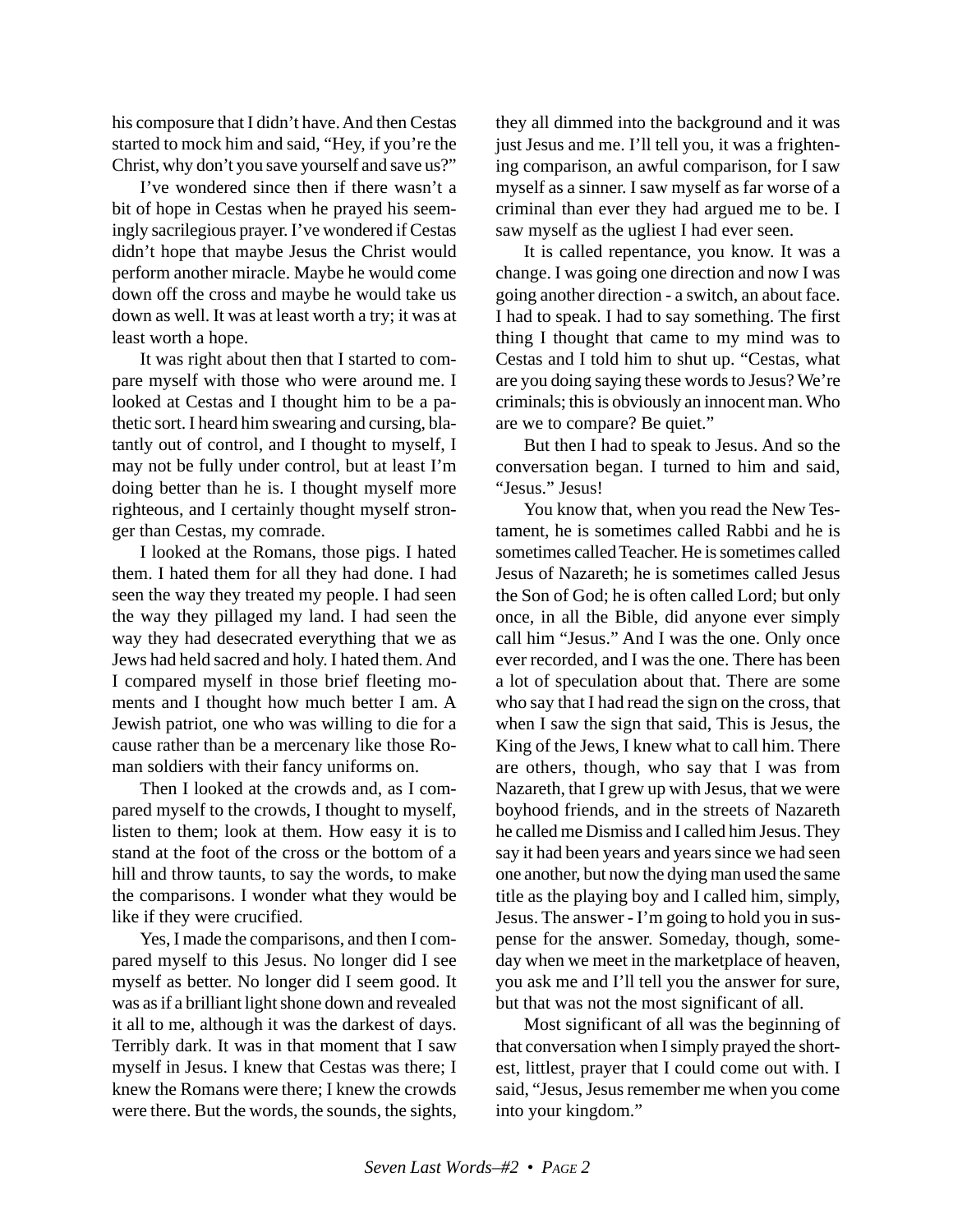his composure that I didn't have. And then Cestas started to mock him and said, "Hey, if you're the Christ, why don't you save yourself and save us?"

I've wondered since then if there wasn't a bit of hope in Cestas when he prayed his seemingly sacrilegious prayer. I've wondered if Cestas didn't hope that maybe Jesus the Christ would perform another miracle. Maybe he would come down off the cross and maybe he would take us down as well. It was at least worth a try; it was at least worth a hope.

It was right about then that I started to compare myself with those who were around me. I looked at Cestas and I thought him to be a pathetic sort. I heard him swearing and cursing, blatantly out of control, and I thought to myself, I may not be fully under control, but at least I'm doing better than he is. I thought myself more righteous, and I certainly thought myself stronger than Cestas, my comrade.

I looked at the Romans, those pigs. I hated them. I hated them for all they had done. I had seen the way they treated my people. I had seen the way they pillaged my land. I had seen the way they had desecrated everything that we as Jews had held sacred and holy. I hated them. And I compared myself in those brief fleeting moments and I thought how much better I am. A Jewish patriot, one who was willing to die for a cause rather than be a mercenary like those Roman soldiers with their fancy uniforms on.

Then I looked at the crowds and, as I compared myself to the crowds, I thought to myself, listen to them; look at them. How easy it is to stand at the foot of the cross or the bottom of a hill and throw taunts, to say the words, to make the comparisons. I wonder what they would be like if they were crucified.

Yes, I made the comparisons, and then I compared myself to this Jesus. No longer did I see myself as better. No longer did I seem good. It was as if a brilliant light shone down and revealed it all to me, although it was the darkest of days. Terribly dark. It was in that moment that I saw myself in Jesus. I knew that Cestas was there; I knew the Romans were there; I knew the crowds were there. But the words, the sounds, the sights, they all dimmed into the background and it was just Jesus and me. I'll tell you, it was a frightening comparison, an awful comparison, for I saw myself as a sinner. I saw myself as far worse of a criminal than ever they had argued me to be. I saw myself as the ugliest I had ever seen.

It is called repentance, you know. It was a change. I was going one direction and now I was going another direction - a switch, an about face. I had to speak. I had to say something. The first thing I thought that came to my mind was to Cestas and I told him to shut up. "Cestas, what are you doing saying these words to Jesus? We're criminals; this is obviously an innocent man. Who are we to compare? Be quiet."

But then I had to speak to Jesus. And so the conversation began. I turned to him and said, "Jesus." Jesus!

You know that, when you read the New Testament, he is sometimes called Rabbi and he is sometimes called Teacher. He is sometimes called Jesus of Nazareth; he is sometimes called Jesus the Son of God; he is often called Lord; but only once, in all the Bible, did anyone ever simply call him "Jesus." And I was the one. Only once ever recorded, and I was the one. There has been a lot of speculation about that. There are some who say that I had read the sign on the cross, that when I saw the sign that said, This is Jesus, the King of the Jews, I knew what to call him. There are others, though, who say that I was from Nazareth, that I grew up with Jesus, that we were boyhood friends, and in the streets of Nazareth he called me Dismiss and I called him Jesus. They say it had been years and years since we had seen one another, but now the dying man used the same title as the playing boy and I called him, simply, Jesus. The answer - I'm going to hold you in suspense for the answer. Someday, though, someday when we meet in the marketplace of heaven, you ask me and I'll tell you the answer for sure, but that was not the most significant of all.

Most significant of all was the beginning of that conversation when I simply prayed the shortest, littlest, prayer that I could come out with. I said, "Jesus, Jesus remember me when you come into your kingdom."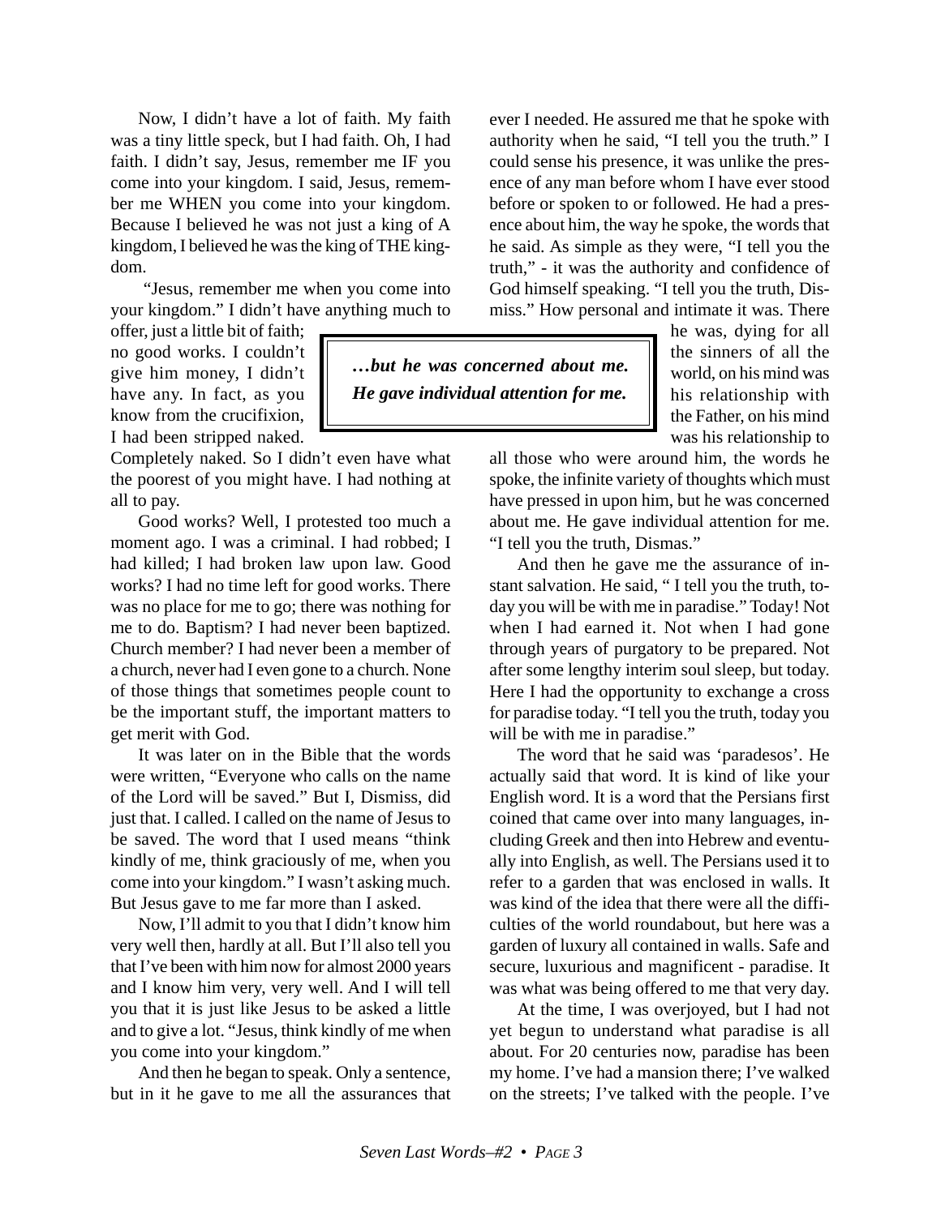Now, I didn't have a lot of faith. My faith was a tiny little speck, but I had faith. Oh, I had faith. I didn't say, Jesus, remember me IF you come into your kingdom. I said, Jesus, remember me WHEN you come into your kingdom. Because I believed he was not just a king of A kingdom, I believed he was the king of THE kingdom.

"Jesus, remember me when you come into your kingdom." I didn't have anything much to offer, just a little bit of faith; no good works. I couldn't give him money, I didn't have any. In fact, as you know from the crucifixion, I had been stripped naked. Completely naked. So I didn't even have what the poorest of you might have. I had nothing at all to pay.

Good works? Well, I protested too much a moment ago. I was a criminal. I had robbed; I had killed; I had broken law upon law. Good works? I had no time left for good works. There was no place for me to go; there was nothing for me to do. Baptism? I had never been baptized. Church member? I had never been a member of a church, never had I even gone to a church. None of those things that sometimes people count to be the important stuff, the important matters to get merit with God.

It was later on in the Bible that the words were written, "Everyone who calls on the name of the Lord will be saved." But I, Dismiss, did just that. I called. I called on the name of Jesus to be saved. The word that I used means "think kindly of me, think graciously of me, when you come into your kingdom." I wasn't asking much. But Jesus gave to me far more than I asked.

Now, I'll admit to you that I didn't know him very well then, hardly at all. But I'll also tell you that I've been with him now for almost 2000 years and I know him very, very well. And I will tell you that it is just like Jesus to be asked a little and to give a lot. "Jesus, think kindly of me when you come into your kingdom."

And then he began to speak. Only a sentence, but in it he gave to me all the assurances that ever I needed. He assured me that he spoke with authority when he said, "I tell you the truth." I could sense his presence, it was unlike the presence of any man before whom I have ever stood before or spoken to or followed. He had a presence about him, the way he spoke, the words that he said. As simple as they were, "I tell you the truth," - it was the authority and confidence of God himself speaking. "I tell you the truth, Dismiss." How personal and intimate it was. There he was, dying for all the sinners of all the world, on his mind was his relationship with the Father, on his mind was his relationship to all those who were around him, the words he spoke, the infinite variety of thoughts which must have pressed in upon him, but he was concerned about me. He gave individual attention for me. "I tell you the truth, Dismas."

> ***…but he was concerned about me. He gave individual attention for me.***

And then he gave me the assurance of instant salvation. He said, " I tell you the truth, today you will be with me in paradise." Today! Not when I had earned it. Not when I had gone through years of purgatory to be prepared. Not after some lengthy interim soul sleep, but today. Here I had the opportunity to exchange a cross for paradise today. "I tell you the truth, today you will be with me in paradise."

The word that he said was 'paradesos'. He actually said that word. It is kind of like your English word. It is a word that the Persians first coined that came over into many languages, including Greek and then into Hebrew and eventually into English, as well. The Persians used it to refer to a garden that was enclosed in walls. It was kind of the idea that there were all the difficulties of the world roundabout, but here was a garden of luxury all contained in walls. Safe and secure, luxurious and magnificent - paradise. It was what was being offered to me that very day.

At the time, I was overjoyed, but I had not yet begun to understand what paradise is all about. For 20 centuries now, paradise has been my home. I've had a mansion there; I've walked on the streets; I've talked with the people. I've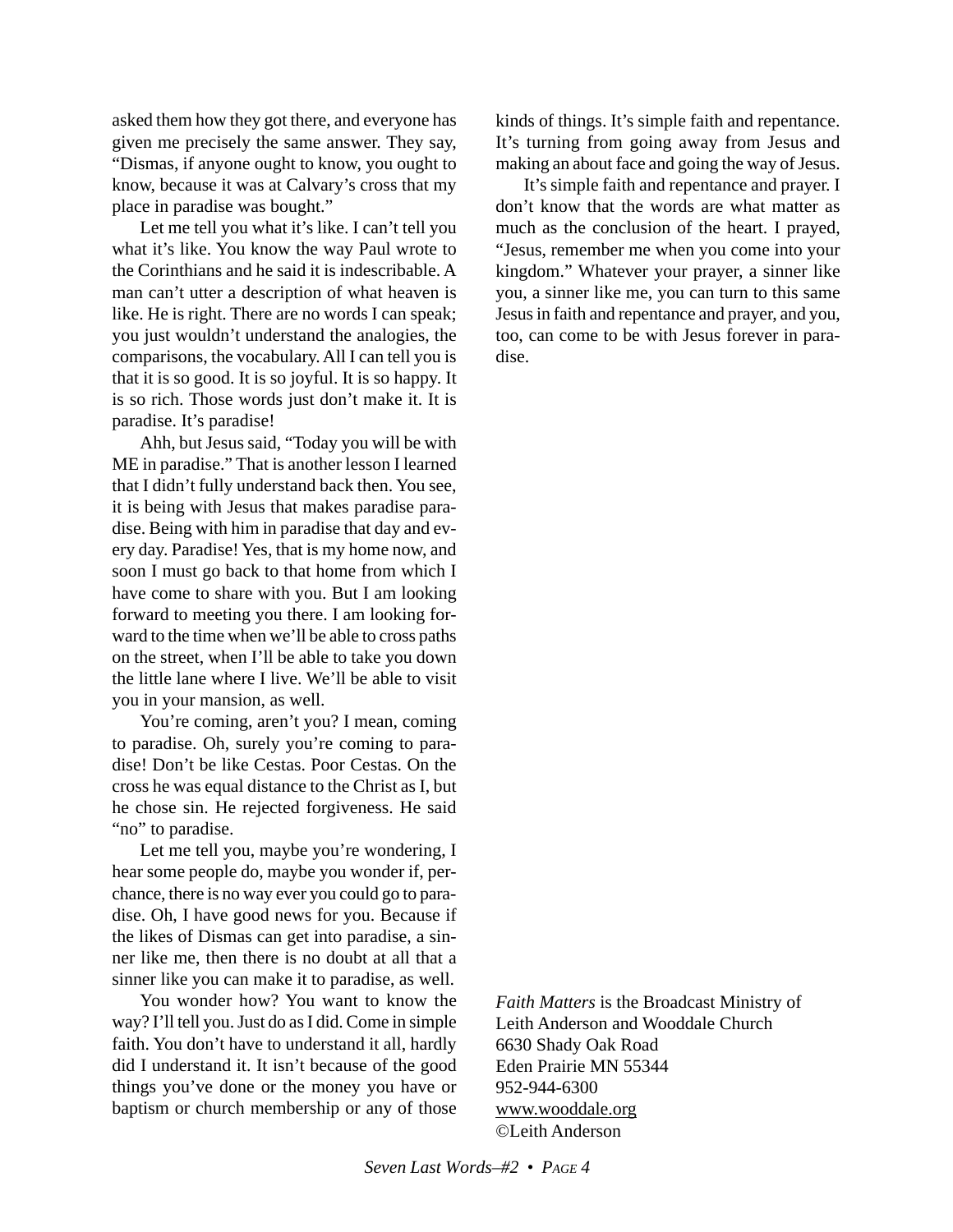asked them how they got there, and everyone has given me precisely the same answer. They say, "Dismas, if anyone ought to know, you ought to know, because it was at Calvary's cross that my place in paradise was bought."

Let me tell you what it's like. I can't tell you what it's like. You know the way Paul wrote to the Corinthians and he said it is indescribable. A man can't utter a description of what heaven is like. He is right. There are no words I can speak; you just wouldn't understand the analogies, the comparisons, the vocabulary. All I can tell you is that it is so good. It is so joyful. It is so happy. It is so rich. Those words just don't make it. It is paradise. It's paradise!

Ahh, but Jesus said, "Today you will be with ME in paradise." That is another lesson I learned that I didn't fully understand back then. You see, it is being with Jesus that makes paradise paradise. Being with him in paradise that day and every day. Paradise! Yes, that is my home now, and soon I must go back to that home from which I have come to share with you. But I am looking forward to meeting you there. I am looking forward to the time when we'll be able to cross paths on the street, when I'll be able to take you down the little lane where I live. We'll be able to visit you in your mansion, as well.

You're coming, aren't you? I mean, coming to paradise. Oh, surely you're coming to paradise! Don't be like Cestas. Poor Cestas. On the cross he was equal distance to the Christ as I, but he chose sin. He rejected forgiveness. He said "no" to paradise.

Let me tell you, maybe you're wondering, I hear some people do, maybe you wonder if, perchance, there is no way ever you could go to paradise. Oh, I have good news for you. Because if the likes of Dismas can get into paradise, a sinner like me, then there is no doubt at all that a sinner like you can make it to paradise, as well.

You wonder how? You want to know the way? I'll tell you. Just do as I did. Come in simple faith. You don't have to understand it all, hardly did I understand it. It isn't because of the good things you've done or the money you have or baptism or church membership or any of those kinds of things. It's simple faith and repentance. It's turning from going away from Jesus and making an about face and going the way of Jesus.

It's simple faith and repentance and prayer. I don't know that the words are what matter as much as the conclusion of the heart. I prayed, "Jesus, remember me when you come into your kingdom." Whatever your prayer, a sinner like you, a sinner like me, you can turn to this same Jesus in faith and repentance and prayer, and you, too, can come to be with Jesus forever in paradise.

*Faith Matters* is the Broadcast Ministry of
Leith Anderson and Wooddale Church
6630 Shady Oak Road
Eden Prairie MN 55344
952-944-6300
www.wooddale.org
©Leith Anderson